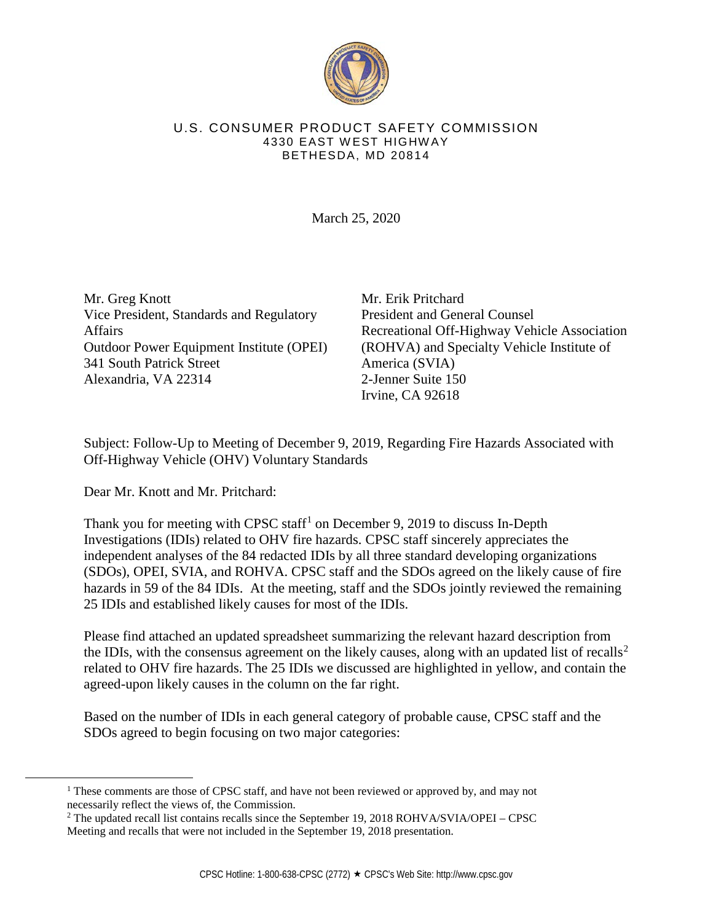U.S. CONSUMER PRODUCT SAFETY COMMISSION
4330 EAST WEST HIGHWAY
BETHESDA, MD 20814

March 25, 2020

Mr. Greg Knott
Vice President, Standards and Regulatory Affairs
Outdoor Power Equipment Institute (OPEI)
341 South Patrick Street
Alexandria, VA 22314

Mr. Erik Pritchard
President and General Counsel
Recreational Off-Highway Vehicle Association (ROHVA) and Specialty Vehicle Institute of America (SVIA)
2-Jenner Suite 150
Irvine, CA 92618

Subject: Follow-Up to Meeting of December 9, 2019, Regarding Fire Hazards Associated with Off-Highway Vehicle (OHV) Voluntary Standards

Dear Mr. Knott and Mr. Pritchard:

Thank you for meeting with CPSC staff[1] on December 9, 2019 to discuss In-Depth Investigations (IDIs) related to OHV fire hazards. CPSC staff sincerely appreciates the independent analyses of the 84 redacted IDIs by all three standard developing organizations (SDOs), OPEI, SVIA, and ROHVA. CPSC staff and the SDOs agreed on the likely cause of fire hazards in 59 of the 84 IDIs. At the meeting, staff and the SDOs jointly reviewed the remaining 25 IDIs and established likely causes for most of the IDIs.

Please find attached an updated spreadsheet summarizing the relevant hazard description from the IDIs, with the consensus agreement on the likely causes, along with an updated list of recalls[2] related to OHV fire hazards. The 25 IDIs we discussed are highlighted in yellow, and contain the agreed-upon likely causes in the column on the far right.

Based on the number of IDIs in each general category of probable cause, CPSC staff and the SDOs agreed to begin focusing on two major categories:

[1] These comments are those of CPSC staff, and have not been reviewed or approved by, and may not necessarily reflect the views of, the Commission.

[2] The updated recall list contains recalls since the September 19, 2018 ROHVA/SVIA/OPEI – CPSC Meeting and recalls that were not included in the September 19, 2018 presentation.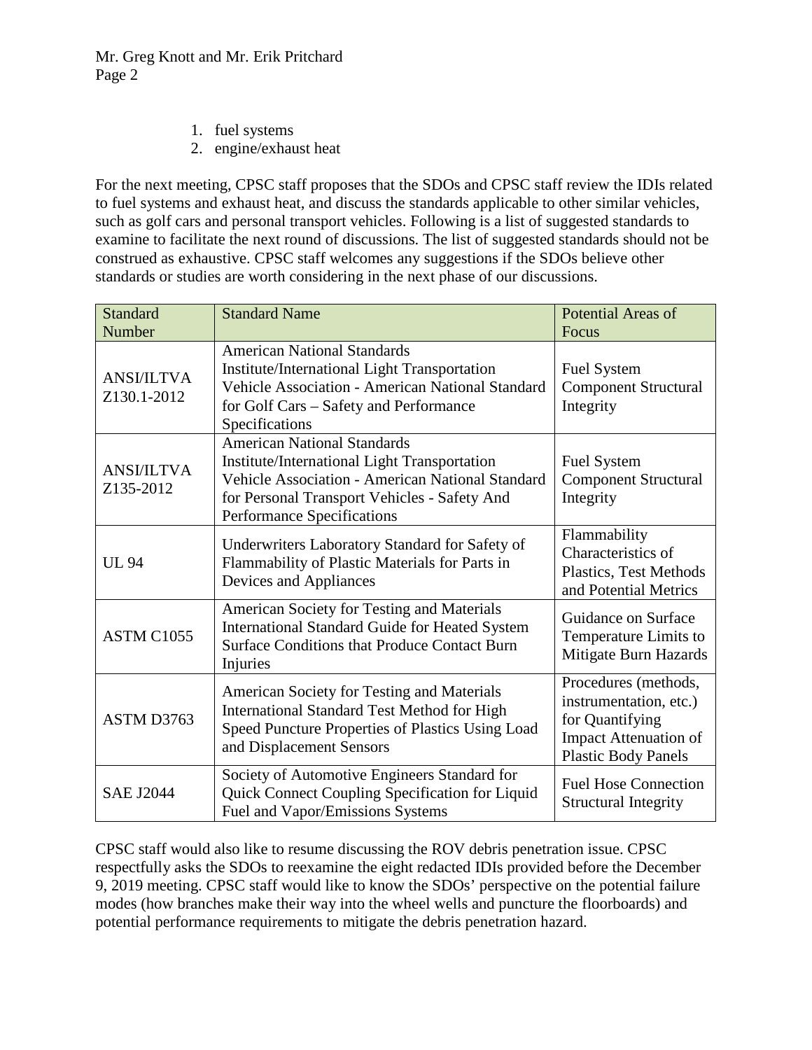1. fuel systems
2. engine/exhaust heat

For the next meeting, CPSC staff proposes that the SDOs and CPSC staff review the IDIs related to fuel systems and exhaust heat, and discuss the standards applicable to other similar vehicles, such as golf cars and personal transport vehicles. Following is a list of suggested standards to examine to facilitate the next round of discussions. The list of suggested standards should not be construed as exhaustive. CPSC staff welcomes any suggestions if the SDOs believe other standards or studies are worth considering in the next phase of our discussions.

| Standard Number | Standard Name | Potential Areas of Focus |
|---|---|---|
| ANSI/ILTVA Z130.1-2012 | American National Standards Institute/International Light Transportation Vehicle Association - American National Standard for Golf Cars – Safety and Performance Specifications | Fuel System Component Structural Integrity |
| ANSI/ILTVA Z135-2012 | American National Standards Institute/International Light Transportation Vehicle Association - American National Standard for Personal Transport Vehicles - Safety And Performance Specifications | Fuel System Component Structural Integrity |
| UL 94 | Underwriters Laboratory Standard for Safety of Flammability of Plastic Materials for Parts in Devices and Appliances | Flammability Characteristics of Plastics, Test Methods and Potential Metrics |
| ASTM C1055 | American Society for Testing and Materials International Standard Guide for Heated System Surface Conditions that Produce Contact Burn Injuries | Guidance on Surface Temperature Limits to Mitigate Burn Hazards |
| ASTM D3763 | American Society for Testing and Materials International Standard Test Method for High Speed Puncture Properties of Plastics Using Load and Displacement Sensors | Procedures (methods, instrumentation, etc.) for Quantifying Impact Attenuation of Plastic Body Panels |
| SAE J2044 | Society of Automotive Engineers Standard for Quick Connect Coupling Specification for Liquid Fuel and Vapor/Emissions Systems | Fuel Hose Connection Structural Integrity |

CPSC staff would also like to resume discussing the ROV debris penetration issue. CPSC respectfully asks the SDOs to reexamine the eight redacted IDIs provided before the December 9, 2019 meeting. CPSC staff would like to know the SDOs' perspective on the potential failure modes (how branches make their way into the wheel wells and puncture the floorboards) and potential performance requirements to mitigate the debris penetration hazard.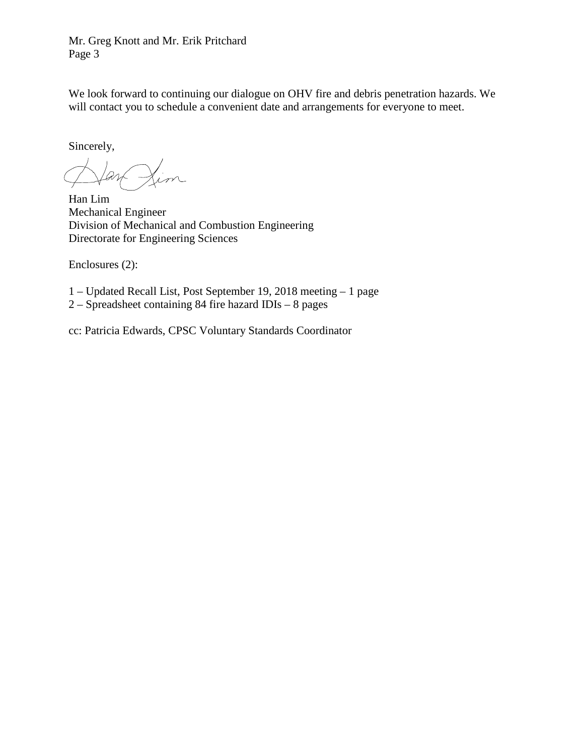We look forward to continuing our dialogue on OHV fire and debris penetration hazards. We will contact you to schedule a convenient date and arrangements for everyone to meet.

Sincerely,

Han Lim
Mechanical Engineer
Division of Mechanical and Combustion Engineering
Directorate for Engineering Sciences

Enclosures (2):

1 – Updated Recall List, Post September 19, 2018 meeting – 1 page
2 – Spreadsheet containing 84 fire hazard IDIs – 8 pages

cc: Patricia Edwards, CPSC Voluntary Standards Coordinator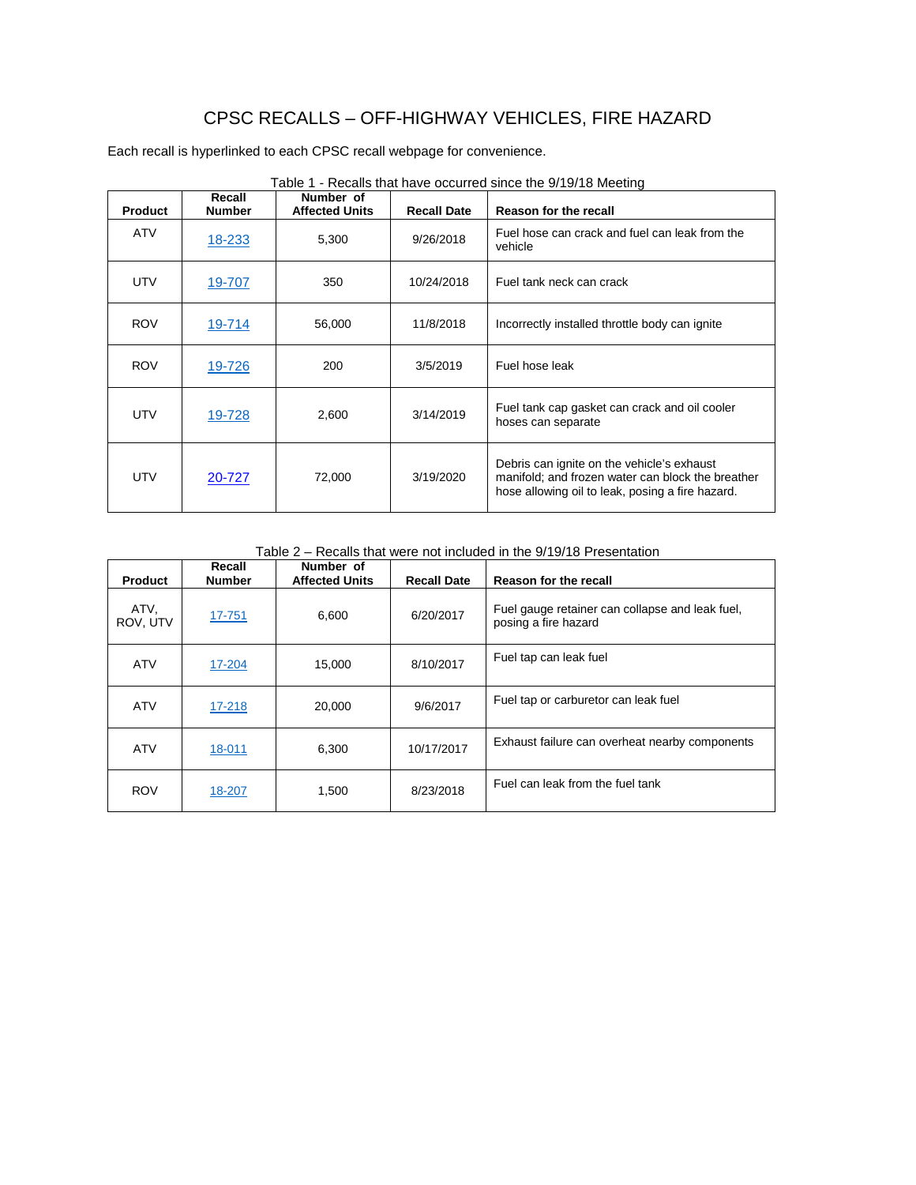# CPSC RECALLS – OFF-HIGHWAY VEHICLES, FIRE HAZARD

Each recall is hyperlinked to each CPSC recall webpage for convenience.

Table 1 - Recalls that have occurred since the 9/19/18 Meeting

| Product | Recall Number | Number of Affected Units | Recall Date | Reason for the recall |
|---|---|---|---|---|
| ATV | 18-233 | 5,300 | 9/26/2018 | Fuel hose can crack and fuel can leak from the vehicle |
| UTV | 19-707 | 350 | 10/24/2018 | Fuel tank neck can crack |
| ROV | 19-714 | 56,000 | 11/8/2018 | Incorrectly installed throttle body can ignite |
| ROV | 19-726 | 200 | 3/5/2019 | Fuel hose leak |
| UTV | 19-728 | 2,600 | 3/14/2019 | Fuel tank cap gasket can crack and oil cooler hoses can separate |
| UTV | 20-727 | 72,000 | 3/19/2020 | Debris can ignite on the vehicle's exhaust manifold; and frozen water can block the breather hose allowing oil to leak, posing a fire hazard. |

Table 2 – Recalls that were not included in the 9/19/18 Presentation

| Product | Recall Number | Number of Affected Units | Recall Date | Reason for the recall |
|---|---|---|---|---|
| ATV, ROV, UTV | 17-751 | 6,600 | 6/20/2017 | Fuel gauge retainer can collapse and leak fuel, posing a fire hazard |
| ATV | 17-204 | 15,000 | 8/10/2017 | Fuel tap can leak fuel |
| ATV | 17-218 | 20,000 | 9/6/2017 | Fuel tap or carburetor can leak fuel |
| ATV | 18-011 | 6,300 | 10/17/2017 | Exhaust failure can overheat nearby components |
| ROV | 18-207 | 1,500 | 8/23/2018 | Fuel can leak from the fuel tank |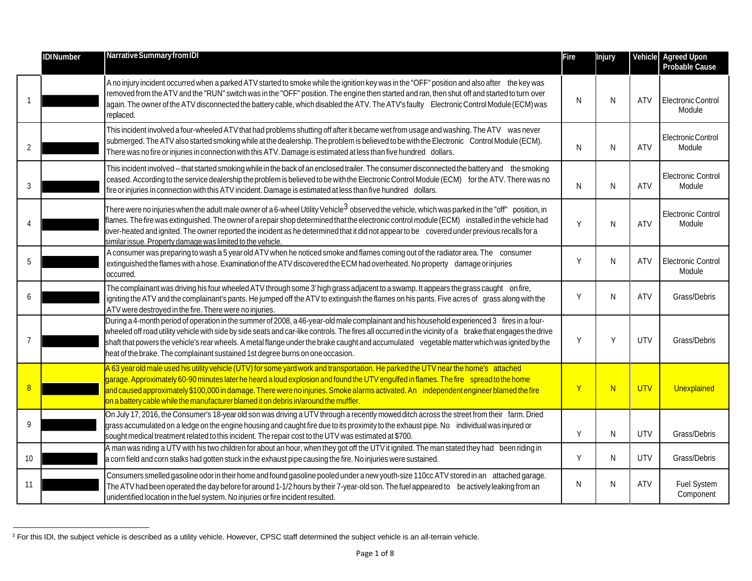| | IDI Number | Narrative Summary from IDI | Fire | Injury | Vehicle | Agreed Upon Probable Cause |
|---|---|---|---|---|---|---|
| 1 | | A no injury incident occurred when a parked ATV started to smoke while the ignition key was in the "OFF" position and also after the key was removed from the ATV and the "RUN" switch was in the "OFF" position. The engine then started and ran, then shut off and started to turn over again. The owner of the ATV disconnected the battery cable, which disabled the ATV. The ATV's faulty Electronic Control Module (ECM) was replaced. | N | N | ATV | Electronic Control Module |
| 2 | | This incident involved a four-wheeled ATV that had problems shutting off after it became wet from usage and washing. The ATV was never submerged. The ATV also started smoking while at the dealership. The problem is believed to be with the Electronic Control Module (ECM). There was no fire or injuries in connection with this ATV. Damage is estimated at less than five hundred dollars. | N | N | ATV | Electronic Control Module |
| 3 | | This incident involved -- that started smoking while in the back of an enclosed trailer. The consumer disconnected the battery and the smoking ceased. According to the service dealership the problem is believed to be with the Electronic Control Module (ECM) for the ATV. There was no fire or injuries in connection with this ATV incident. Damage is estimated at less than five hundred dollars. | N | N | ATV | Electronic Control Module |
| 4 | | There were no injuries when the adult male owner of a 6-wheel Utility Vehicle[3] observed the vehicle, which was parked in the "off" position, in flames. The fire was extinguished. The owner of a repair shop determined that the electronic control module (ECM) installed in the vehicle had over-heated and ignited. The owner reported the incident as he determined that it did not appear to be covered under previous recalls for a similar issue. Property damage was limited to the vehicle. | Y | N | ATV | Electronic Control Module |
| 5 | | A consumer was preparing to wash a 5 year old ATV when he noticed smoke and flames coming out of the radiator area. The consumer extinguished the flames with a hose. Examination of the ATV discovered the ECM had overheated. No property damage or injuries occurred. | Y | N | ATV | Electronic Control Module |
| 6 | | The complainant was driving his four wheeled ATV through some 3' high grass adjacent to a swamp. It appears the grass caught on fire, igniting the ATV and the complainant's pants. He jumped off the ATV to extinguish the flames on his pants. Five acres of grass along with the ATV were destroyed in the fire. There were no injuries. | Y | N | ATV | Grass/Debris |
| 7 | | During a 4-month period of operation in the summer of 2008, a 46-year-old male complainant and his household experienced 3 fires in a four-wheeled off road utility vehicle with side by side seats and car-like controls. The fires all occurred in the vicinity of a brake that engages the drive shaft that powers the vehicle's rear wheels. A metal flange under the brake caught and accumulated vegetable matter which was ignited by the heat of the brake. The complainant sustained 1st degree burns on one occasion. | Y | Y | UTV | Grass/Debris |
| 8 | | A 63 year old male used his utility vehicle (UTV) for some yard work and transportation. He parked the UTV near the home's attached garage. Approximately 60-90 minutes later he heard a loud explosion and found the UTV engulfed in flames. The fire spread to the home and caused approximately $100,000 in damage. There were no injuries. Smoke alarms activated. An independent engineer blamed the fire on a battery cable while the manufacturer blamed it on debris in/around the muffler. | Y | N | UTV | Unexplained |
| 9 | | On July 17, 2016, the Consumer's 18-year old son was driving a UTV through a recently mowed ditch across the street from their farm. Dried grass accumulated on a ledge on the engine housing and caught fire due to its proximity to the exhaust pipe. No individual was injured or sought medical treatment related to this incident. The repair cost to the UTV was estimated at $700. | Y | N | UTV | Grass/Debris |
| 10 | | A man was riding a UTV with his two children for about an hour, when they got off the UTV it ignited. The man stated they had been riding in a corn field and corn stalks had gotten stuck in the exhaust pipe causing the fire. No injuries were sustained. | Y | N | UTV | Grass/Debris |
| 11 | | Consumers smelled gasoline odor in their home and found gasoline pooled under a new youth-size 110cc ATV stored in an attached garage. The ATV had been operated the day before for around 1-1/2 hours by their 7-year-old son. The fuel appeared to be actively leaking from an unidentified location in the fuel system. No injuries or fire incident resulted. | N | N | ATV | Fuel System Component |

[3] For this IDI, the subject vehicle is described as a utility vehicle. However, CPSC staff determined the subject vehicle is an all-terrain vehicle.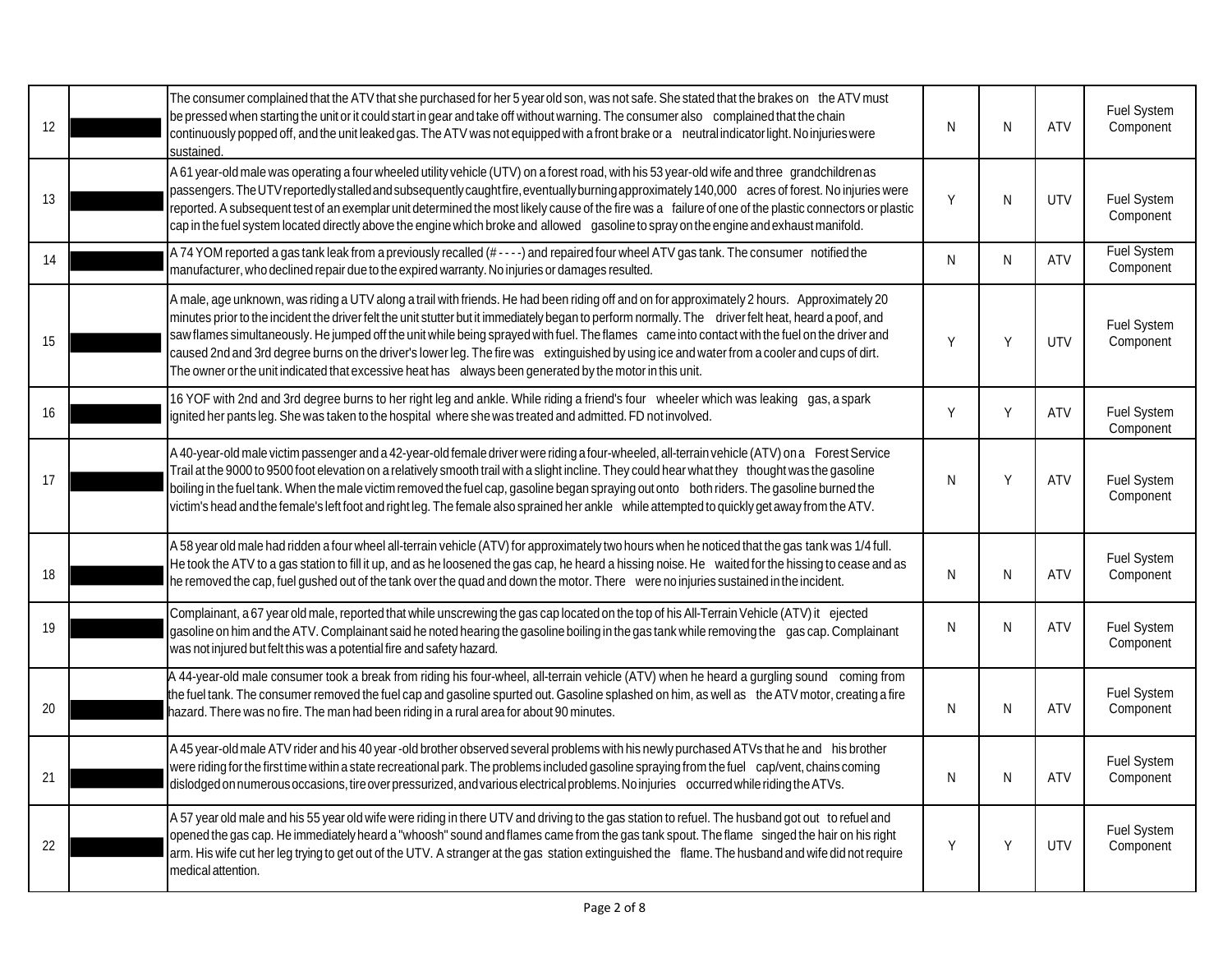| | | | | | | |
|---|---|---|---|---|---|---|
| 12 | | The consumer complained that the ATV that she purchased for her 5 year old son, was not safe. She stated that the brakes on the ATV must be pressed when starting the unit or it could start in gear and take off without warning. The consumer also complained that the chain continuously popped off, and the unit leaked gas. The ATV was not equipped with a front brake or a neutral indicator light. No injuries were sustained. | N | N | ATV | Fuel System Component |
| 13 | | A 61 year-old male was operating a four wheeled utility vehicle (UTV) on a forest road, with his 53 year-old wife and three grandchildren as passengers. The UTV reportedly stalled and subsequently caught fire, eventually burning approximately 140,000 acres of forest. No injuries were reported. A subsequent test of an exemplar unit determined the most likely cause of the fire was a failure of one of the plastic connectors or plastic cap in the fuel system located directly above the engine which broke and allowed gasoline to spray on the engine and exhaust manifold. | Y | N | UTV | Fuel System Component |
| 14 | | A 74 YOM reported a gas tank leak from a previously recalled (# - - - -) and repaired four wheel ATV gas tank. The consumer notified the manufacturer, who declined repair due to the expired warranty. No injuries or damages resulted. | N | N | ATV | Fuel System Component |
| 15 | | A male, age unknown, was riding a UTV along a trail with friends. He had been riding off and on for approximately 2 hours. Approximately 20 minutes prior to the incident the driver felt the unit stutter but it immediately began to perform normally. The driver felt heat, heard a poof, and saw flames simultaneously. He jumped off the unit while being sprayed with fuel. The flames came into contact with the fuel on the driver and caused 2nd and 3rd degree burns on the driver's lower leg. The fire was extinguished by using ice and water from a cooler and cups of dirt. The owner or the unit indicated that excessive heat has always been generated by the motor in this unit. | Y | Y | UTV | Fuel System Component |
| 16 | | 16 YOF with 2nd and 3rd degree burns to her right leg and ankle. While riding a friend's four wheeler which was leaking gas, a spark ignited her pants leg. She was taken to the hospital where she was treated and admitted. FD not involved. | Y | Y | ATV | Fuel System Component |
| 17 | | A 40-year-old male victim passenger and a 42-year-old female driver were riding a four-wheeled, all-terrain vehicle (ATV) on a Forest Service Trail at the 9000 to 9500 foot elevation on a relatively smooth trail with a slight incline. They could hear what they thought was the gasoline boiling in the fuel tank. When the male victim removed the fuel cap, gasoline began spraying out onto both riders. The gasoline burned the victim's head and the female's left foot and right leg. The female also sprained her ankle while attempted to quickly get away from the ATV. | N | Y | ATV | Fuel System Component |
| 18 | | A 58 year old male had ridden a four wheel all-terrain vehicle (ATV) for approximately two hours when he noticed that the gas tank was 1/4 full. He took the ATV to a gas station to fill it up, and as he loosened the gas cap, he heard a hissing noise. He waited for the hissing to cease and as he removed the cap, fuel gushed out of the tank over the quad and down the motor. There were no injuries sustained in the incident. | N | N | ATV | Fuel System Component |
| 19 | | Complainant, a 67 year old male, reported that while unscrewing the gas cap located on the top of his All-Terrain Vehicle (ATV) it ejected gasoline on him and the ATV. Complainant said he noted hearing the gasoline boiling in the gas tank while removing the gas cap. Complainant was not injured but felt this was a potential fire and safety hazard. | N | N | ATV | Fuel System Component |
| 20 | | A 44-year-old male consumer took a break from riding his four-wheel, all-terrain vehicle (ATV) when he heard a gurgling sound coming from the fuel tank. The consumer removed the fuel cap and gasoline spurted out. Gasoline splashed on him, as well as the ATV motor, creating a fire hazard. There was no fire. The man had been riding in a rural area for about 90 minutes. | N | N | ATV | Fuel System Component |
| 21 | | A 45 year-old male ATV rider and his 40 year-old brother observed several problems with his newly purchased ATVs that he and his brother were riding for the first time within a state recreational park. The problems included gasoline spraying from the fuel cap/vent, chains coming dislodged on numerous occasions, tire over pressurized, and various electrical problems. No injuries occurred while riding the ATVs. | N | N | ATV | Fuel System Component |
| 22 | | A 57 year old male and his 55 year old wife were riding in there UTV and driving to the gas station to refuel. The husband got out to refuel and opened the gas cap. He immediately heard a "whoosh" sound and flames came from the gas tank spout. The flame singed the hair on his right arm. His wife cut her leg trying to get out of the UTV. A stranger at the gas station extinguished the flame. The husband and wife did not require medical attention. | Y | Y | UTV | Fuel System Component |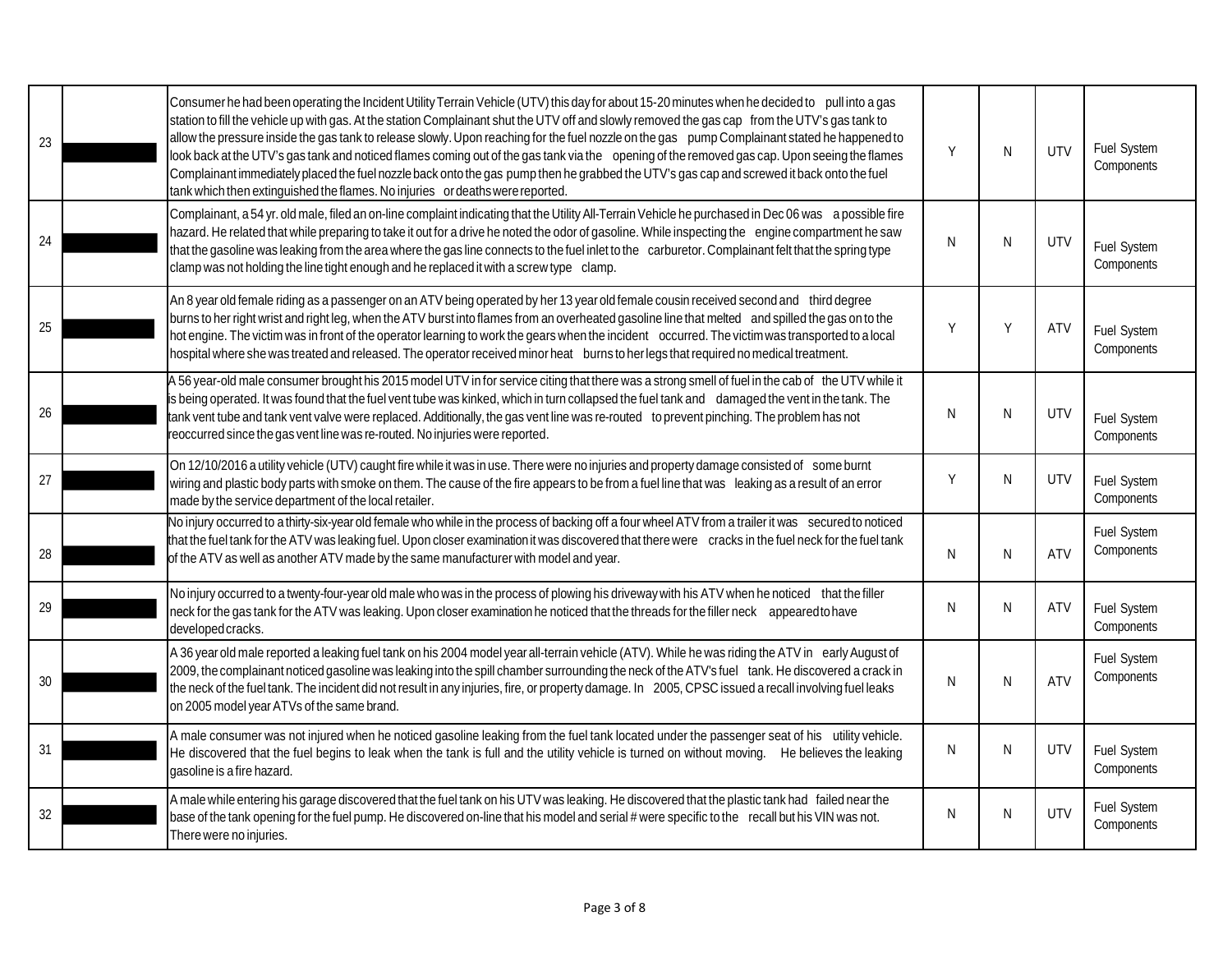| | | | | | | |
|---|---|---|---|---|---|---|
| 23 | | Consumer he had been operating the Incident Utility Terrain Vehicle (UTV) this day for about 15-20 minutes when he decided to pull into a gas station to fill the vehicle up with gas. At the station Complainant shut the UTV off and slowly removed the gas cap from the UTV's gas tank to allow the pressure inside the gas tank to release slowly. Upon reaching for the fuel nozzle on the gas pump Complainant stated he happened to look back at the UTV's gas tank and noticed flames coming out of the gas tank via the opening of the removed gas cap. Upon seeing the flames Complainant immediately placed the fuel nozzle back onto the gas pump then he grabbed the UTV's gas cap and screwed it back onto the fuel tank which then extinguished the flames. No injuries or deaths were reported. | Y | N | UTV | Fuel System Components |
| 24 | | Complainant, a 54 yr. old male, filed an on-line complaint indicating that the Utility All-Terrain Vehicle he purchased in Dec 06 was a possible fire hazard. He related that while preparing to take it out for a drive he noted the odor of gasoline. While inspecting the engine compartment he saw that the gasoline was leaking from the area where the gas line connects to the fuel inlet to the carburetor. Complainant felt that the spring type clamp was not holding the line tight enough and he replaced it with a screw type clamp. | N | N | UTV | Fuel System Components |
| 25 | | An 8 year old female riding as a passenger on an ATV being operated by her 13 year old female cousin received second and third degree burns to her right wrist and right leg, when the ATV burst into flames from an overheated gasoline line that melted and spilled the gas on to the hot engine. The victim was in front of the operator learning to work the gears when the incident occurred. The victim was transported to a local hospital where she was treated and released. The operator received minor heat burns to her legs that required no medical treatment. | Y | Y | ATV | Fuel System Components |
| 26 | | A 56 year-old male consumer brought his 2015 model UTV in for service citing that there was a strong smell of fuel in the cab of the UTV while it is being operated. It was found that the fuel vent tube was kinked, which in turn collapsed the fuel tank and damaged the vent in the tank. The tank vent tube and tank vent valve were replaced. Additionally, the gas vent line was re-routed to prevent pinching. The problem has not reoccurred since the gas vent line was re-routed. No injuries were reported. | N | N | UTV | Fuel System Components |
| 27 | | On 12/10/2016 a utility vehicle (UTV) caught fire while it was in use. There were no injuries and property damage consisted of some burnt wiring and plastic body parts with smoke on them. The cause of the fire appears to be from a fuel line that was leaking as a result of an error made by the service department of the local retailer. | Y | N | UTV | Fuel System Components |
| 28 | | No injury occurred to a thirty-six-year old female who while in the process of backing off a four wheel ATV from a trailer it was secured to noticed that the fuel tank for the ATV was leaking fuel. Upon closer examination it was discovered that there were cracks in the fuel neck for the fuel tank of the ATV as well as another ATV made by the same manufacturer with model and year. | N | N | ATV | Fuel System Components |
| 29 | | No injury occurred to a twenty-four-year old male who was in the process of plowing his driveway with his ATV when he noticed that the filler neck for the gas tank for the ATV was leaking. Upon closer examination he noticed that the threads for the filler neck appeared to have developed cracks. | N | N | ATV | Fuel System Components |
| 30 | | A 36 year old male reported a leaking fuel tank on his 2004 model year all-terrain vehicle (ATV). While he was riding the ATV in early August of 2009, the complainant noticed gasoline was leaking into the spill chamber surrounding the neck of the ATV's fuel tank. He discovered a crack in the neck of the fuel tank. The incident did not result in any injuries, fire, or property damage. In 2005, CPSC issued a recall involving fuel leaks on 2005 model year ATVs of the same brand. | N | N | ATV | Fuel System Components |
| 31 | | A male consumer was not injured when he noticed gasoline leaking from the fuel tank located under the passenger seat of his utility vehicle. He discovered that the fuel begins to leak when the tank is full and the utility vehicle is turned on without moving. He believes the leaking gasoline is a fire hazard. | N | N | UTV | Fuel System Components |
| 32 | | A male while entering his garage discovered that the fuel tank on his UTV was leaking. He discovered that the plastic tank had failed near the base of the tank opening for the fuel pump. He discovered on-line that his model and serial # were specific to the recall but his VIN was not. There were no injuries. | N | N | UTV | Fuel System Components |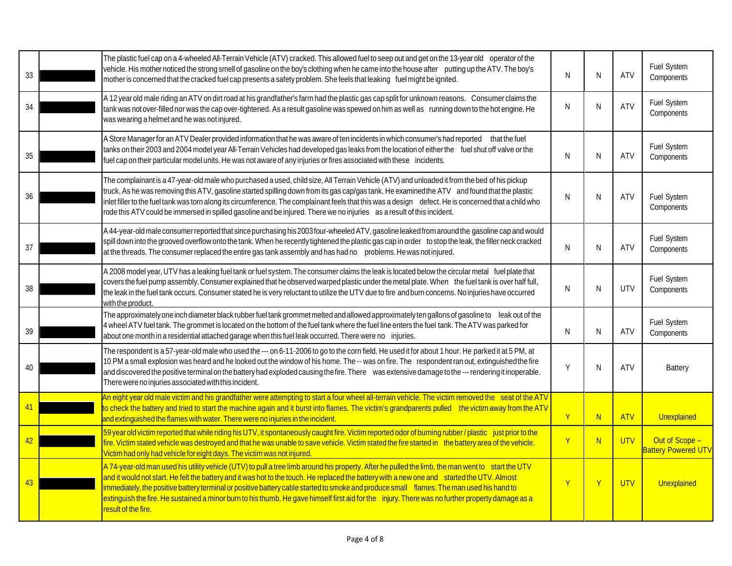| | | | | | | |
|---|---|---|---|---|---|---|
| 33 | | The plastic fuel cap on a 4-wheeled All-Terrain Vehicle (ATV) cracked. This allowed fuel to seep out and get on the 13-year old operator of the vehicle. His mother noticed the strong smell of gasoline on the boy's clothing when he came into the house after putting up the ATV. The boy's mother is concerned that the cracked fuel cap presents a safety problem. She feels that leaking fuel might be ignited. | N | N | ATV | Fuel System Components |
| 34 | | A 12 year old male riding an ATV on dirt road at his grandfather's farm had the plastic gas cap split for unknown reasons. Consumer claims the tank was not over-filled nor was the cap over-tightened. As a result gasoline was spewed on him as well as running down to the hot engine. He was wearing a helmet and he was not injured. | N | N | ATV | Fuel System Components |
| 35 | | A Store Manager for an ATV Dealer provided information that he was aware of ten incidents in which consumer's had reported that the fuel tanks on their 2003 and 2004 model year All-Terrain Vehicles had developed gas leaks from the location of either the fuel shut off valve or the fuel cap on their particular model units. He was not aware of any injuries or fires associated with these incidents. | N | N | ATV | Fuel System Components |
| 36 | | The complainant is a 47-year-old male who purchased a used, child size, All Terrain Vehicle (ATV) and unloaded it from the bed of his pickup truck. As he was removing this ATV, gasoline started spilling down from its gas cap/gas tank. He examined the ATV and found that the plastic inlet filler to the fuel tank was torn along its circumference. The complainant feels that this was a design defect. He is concerned that a child who rode this ATV could be immersed in spilled gasoline and be injured. There we no injuries as a result of this incident. | N | N | ATV | Fuel System Components |
| 37 | | A 44-year-old male consumer reported that since purchasing his 2003 four-wheeled ATV, gasoline leaked from around the gasoline cap and would spill down into the grooved overflow onto the tank. When he recently tightened the plastic gas cap in order to stop the leak, the filler neck cracked at the threads. The consumer replaced the entire gas tank assembly and has had no problems. He was not injured. | N | N | ATV | Fuel System Components |
| 38 | | A 2008 model year, UTV has a leaking fuel tank or fuel system. The consumer claims the leak is located below the circular metal fuel plate that covers the fuel pump assembly. Consumer explained that he observed warped plastic under the metal plate. When the fuel tank is over half full, the leak in the fuel tank occurs. Consumer stated he is very reluctant to utilize the UTV due to fire and burn concerns. No injuries have occurred with the product. | N | N | UTV | Fuel System Components |
| 39 | | The approximately one inch diameter black rubber fuel tank grommet melted and allowed approximately ten gallons of gasoline to leak out of the 4 wheel ATV fuel tank. The grommet is located on the bottom of the fuel tank where the fuel line enters the fuel tank. The ATV was parked for about one month in a residential attached garage when this fuel leak occurred. There were no injuries. | N | N | ATV | Fuel System Components |
| 40 | | The respondent is a 57-year-old male who used the --- on 6-11-2006 to go to the corn field. He used it for about 1 hour. He parked it at 5 PM, at 10 PM a small explosion was heard and he looked out the window of his home. The -- was on fire. The respondent ran out, extinguished the fire and discovered the positive terminal on the battery had exploded causing the fire. There was extensive damage to the --- rendering it inoperable. There were no injuries associated with this incident. | Y | N | ATV | Battery |
| 41 | | An eight year old male victim and his grandfather were attempting to start a four wheel all-terrain vehicle. The victim removed the seat of the ATV to check the battery and tried to start the machine again and it burst into flames. The victim's grandparents pulled the victim away from the ATV and extinguished the flames with water. There were no injuries in the incident. | Y | N | ATV | Unexplained |
| 42 | | 59 year old victim reported that while riding his UTV, it spontaneously caught fire. Victim reported odor of burning rubber / plastic just prior to the fire. Victim stated vehicle was destroyed and that he was unable to save vehicle. Victim stated the fire started in the battery area of the vehicle. Victim had only had vehicle for eight days. The victim was not injured. | Y | N | UTV | Out of Scope – Battery Powered UTV |
| 43 | | A 74-year-old man used his utility vehicle (UTV) to pull a tree limb around his property. After he pulled the limb, the man went to start the UTV and it would not start. He felt the battery and it was hot to the touch. He replaced the battery with a new one and started the UTV. Almost immediately, the positive battery terminal or positive battery cable started to smoke and produce small flames. The man used his hand to extinguish the fire. He sustained a minor burn to his thumb. He gave himself first aid for the injury. There was no further property damage as a result of the fire. | Y | Y | UTV | Unexplained |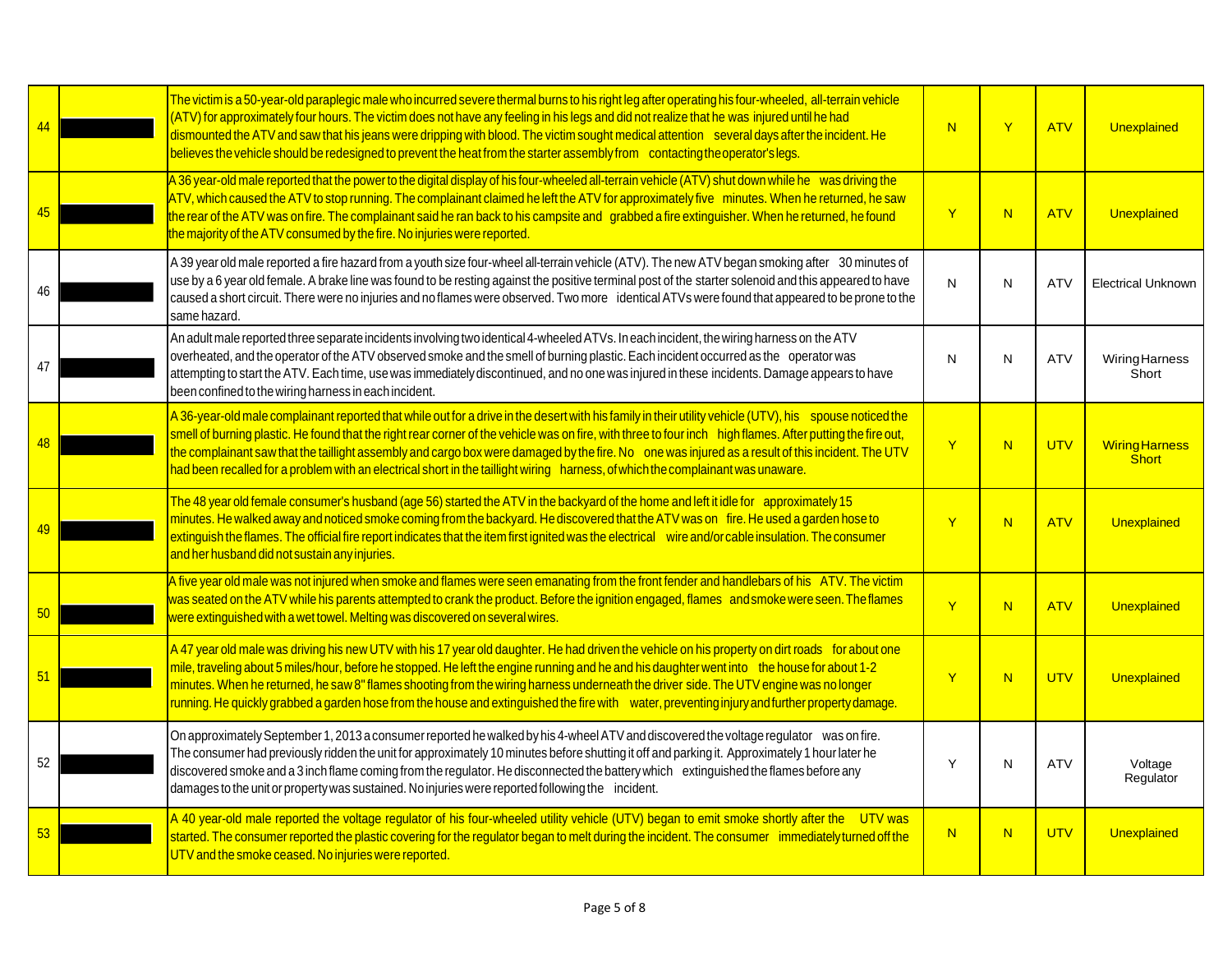| 44 | | The victim is a 50-year-old paraplegic male who incurred severe thermal burns to his right leg after operating his four-wheeled, all-terrain vehicle (ATV) for approximately four hours. The victim does not have any feeling in his legs and did not realize that he was injured until he had dismounted the ATV and saw that his jeans were dripping with blood. The victim sought medical attention several days after the incident. He believes the vehicle should be redesigned to prevent the heat from the starter assembly from contacting the operator's legs. | N | Y | ATV | Unexplained |
|---|---|---|---|---|---|---|
| 45 | | A 36 year-old male reported that the power to the digital display of his four-wheeled all-terrain vehicle (ATV) shut down while he was driving the ATV, which caused the ATV to stop running. The complainant claimed he left the ATV for approximately five minutes. When he returned, he saw the rear of the ATV was on fire. The complainant said he ran back to his campsite and grabbed a fire extinguisher. When he returned, he found the majority of the ATV consumed by the fire. No injuries were reported. | Y | N | ATV | Unexplained |
| 46 | | A 39 year old male reported a fire hazard from a youth size four-wheel all-terrain vehicle (ATV). The new ATV began smoking after 30 minutes of use by a 6 year old female. A brake line was found to be resting against the positive terminal post of the starter solenoid and this appeared to have caused a short circuit. There were no injuries and no flames were observed. Two more identical ATVs were found that appeared to be prone to the same hazard. | N | N | ATV | Electrical Unknown |
| 47 | | An adult male reported three separate incidents involving two identical 4-wheeled ATVs. In each incident, the wiring harness on the ATV overheated, and the operator of the ATV observed smoke and the smell of burning plastic. Each incident occurred as the operator was attempting to start the ATV. Each time, use was immediately discontinued, and no one was injured in these incidents. Damage appears to have been confined to the wiring harness in each incident. | N | N | ATV | Wiring Harness Short |
| 48 | | A 36-year-old male complainant reported that while out for a drive in the desert with his family in their utility vehicle (UTV), his spouse noticed the smell of burning plastic. He found that the right rear corner of the vehicle was on fire, with three to four inch high flames. After putting the fire out, the complainant saw that the taillight assembly and cargo box were damaged by the fire. No one was injured as a result of this incident. The UTV had been recalled for a problem with an electrical short in the taillight wiring harness, of which the complainant was unaware. | Y | N | UTV | Wiring Harness Short |
| 49 | | The 48 year old female consumer's husband (age 56) started the ATV in the backyard of the home and left it idle for approximately 15 minutes. He walked away and noticed smoke coming from the backyard. He discovered that the ATV was on fire. He used a garden hose to extinguish the flames. The official fire report indicates that the item first ignited was the electrical wire and/or cable insulation. The consumer and her husband did not sustain any injuries. | Y | N | ATV | Unexplained |
| 50 | | A five year old male was not injured when smoke and flames were seen emanating from the front fender and handlebars of his ATV. The victim was seated on the ATV while his parents attempted to crank the product. Before the ignition engaged, flames and smoke were seen. The flames were extinguished with a wet towel. Melting was discovered on several wires. | Y | N | ATV | Unexplained |
| 51 | | A 47 year old male was driving his new UTV with his 17 year old daughter. He had driven the vehicle on his property on dirt roads for about one mile, traveling about 5 miles/hour, before he stopped. He left the engine running and he and his daughter went into the house for about 1-2 minutes. When he returned, he saw 8" flames shooting from the wiring harness underneath the driver side. The UTV engine was no longer running. He quickly grabbed a garden hose from the house and extinguished the fire with water, preventing injury and further property damage. | Y | N | UTV | Unexplained |
| 52 | | On approximately September 1, 2013 a consumer reported he walked by his 4-wheel ATV and discovered the voltage regulator was on fire. The consumer had previously ridden the unit for approximately 10 minutes before shutting it off and parking it. Approximately 1 hour later he discovered smoke and a 3 inch flame coming from the regulator. He disconnected the battery which extinguished the flames before any damages to the unit or property was sustained. No injuries were reported following the incident. | Y | N | ATV | Voltage Regulator |
| 53 | | A 40 year-old male reported the voltage regulator of his four-wheeled utility vehicle (UTV) began to emit smoke shortly after the UTV was started. The consumer reported the plastic covering for the regulator began to melt during the incident. The consumer immediately turned off the UTV and the smoke ceased. No injuries were reported. | N | N | UTV | Unexplained |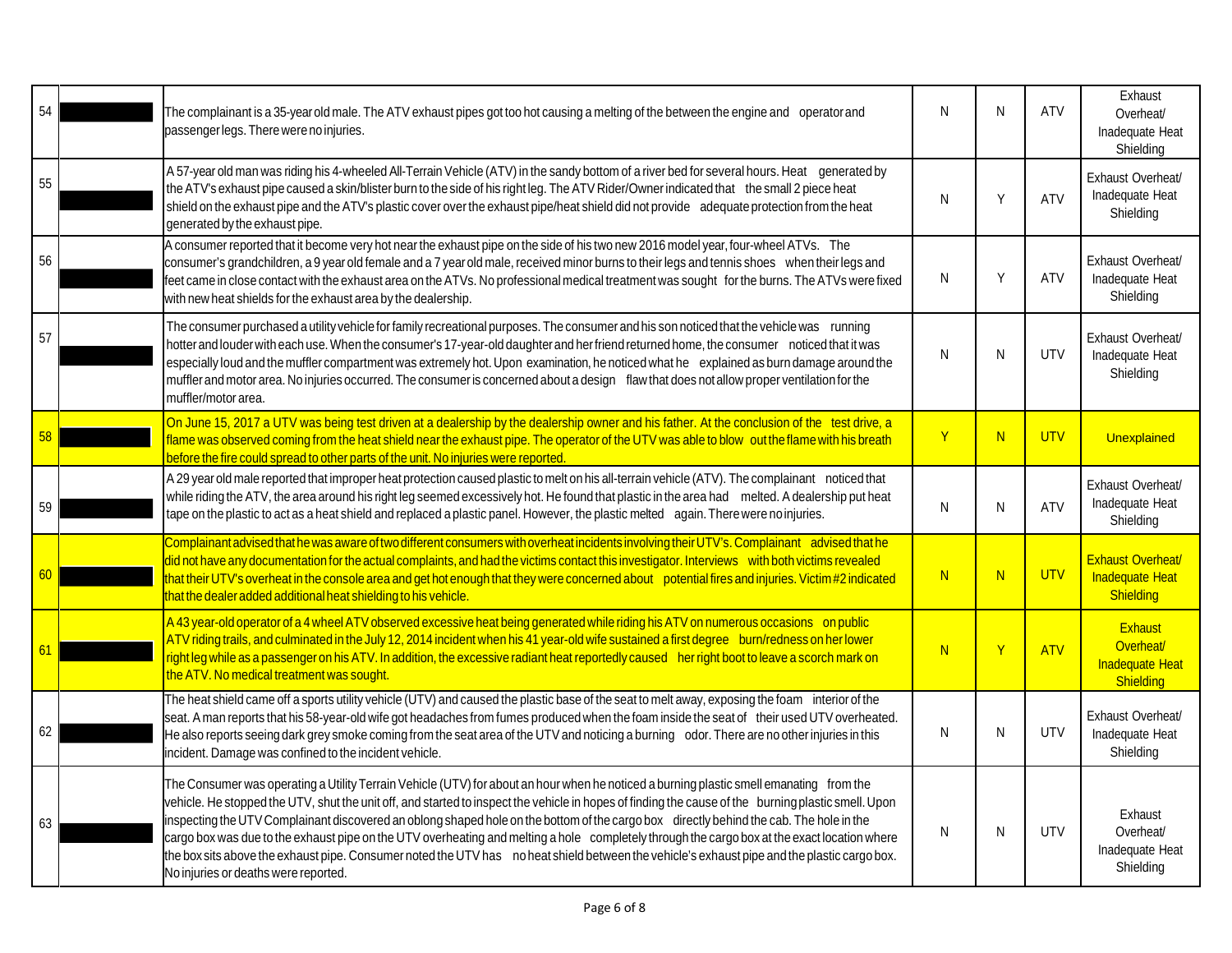| 54 | | The complainant is a 35-year old male. The ATV exhaust pipes got too hot causing a melting of the between the engine and operator and passenger legs. There were no injuries. | N | N | ATV | Exhaust Overheat/ Inadequate Heat Shielding |
|---|---|---|---|---|---|---|
| 55 | | A 57-year old man was riding his 4-wheeled All-Terrain Vehicle (ATV) in the sandy bottom of a river bed for several hours. Heat generated by the ATV's exhaust pipe caused a skin/blister burn to the side of his right leg. The ATV Rider/Owner indicated that the small 2 piece heat shield on the exhaust pipe and the ATV's plastic cover over the exhaust pipe/heat shield did not provide adequate protection from the heat generated by the exhaust pipe. | N | Y | ATV | Exhaust Overheat/ Inadequate Heat Shielding |
| 56 | | A consumer reported that it become very hot near the exhaust pipe on the side of his two new 2016 model year, four-wheel ATVs. The consumer's grandchildren, a 9 year old female and a 7 year old male, received minor burns to their legs and tennis shoes when their legs and feet came in close contact with the exhaust area on the ATVs. No professional medical treatment was sought for the burns. The ATVs were fixed with new heat shields for the exhaust area by the dealership. | N | Y | ATV | Exhaust Overheat/ Inadequate Heat Shielding |
| 57 | | The consumer purchased a utility vehicle for family recreational purposes. The consumer and his son noticed that the vehicle was running hotter and louder with each use. When the consumer's 17-year-old daughter and her friend returned home, the consumer noticed that it was especially loud and the muffler compartment was extremely hot. Upon examination, he noticed what he explained as burn damage around the muffler and motor area. No injuries occurred. The consumer is concerned about a design flaw that does not allow proper ventilation for the muffler/motor area. | N | N | UTV | Exhaust Overheat/ Inadequate Heat Shielding |
| 58 | | On June 15, 2017 a UTV was being test driven at a dealership by the dealership owner and his father. At the conclusion of the test drive, a flame was observed coming from the heat shield near the exhaust pipe. The operator of the UTV was able to blow out the flame with his breath before the fire could spread to other parts of the unit. No injuries were reported. | Y | N | UTV | Unexplained |
| 59 | | A 29 year old male reported that improper heat protection caused plastic to melt on his all-terrain vehicle (ATV). The complainant noticed that while riding the ATV, the area around his right leg seemed excessively hot. He found that plastic in the area had melted. A dealership put heat tape on the plastic to act as a heat shield and replaced a plastic panel. However, the plastic melted again. There were no injuries. | N | N | ATV | Exhaust Overheat/ Inadequate Heat Shielding |
| 60 | | Complainant advised that he was aware of two different consumers with overheat incidents involving their UTV's. Complainant advised that he did not have any documentation for the actual complaints, and had the victims contact this investigator. Interviews with both victims revealed that their UTV's overheat in the console area and get hot enough that they were concerned about potential fires and injuries. Victim #2 indicated that the dealer added additional heat shielding to his vehicle. | N | N | UTV | Exhaust Overheat/ Inadequate Heat Shielding |
| 61 | | A 43 year-old operator of a 4 wheel ATV observed excessive heat being generated while riding his ATV on numerous occasions on public ATV riding trails, and culminated in the July 12, 2014 incident when his 41 year-old wife sustained a first degree burn/redness on her lower right leg while as a passenger on his ATV. In addition, the excessive radiant heat reportedly caused her right boot to leave a scorch mark on the ATV. No medical treatment was sought. | N | Y | ATV | Exhaust Overheat/ Inadequate Heat Shielding |
| 62 | | The heat shield came off a sports utility vehicle (UTV) and caused the plastic base of the seat to melt away, exposing the foam interior of the seat. A man reports that his 58-year-old wife got headaches from fumes produced when the foam inside the seat of their used UTV overheated. He also reports seeing dark grey smoke coming from the seat area of the UTV and noticing a burning odor. There are no other injuries in this incident. Damage was confined to the incident vehicle. | N | N | UTV | Exhaust Overheat/ Inadequate Heat Shielding |
| 63 | | The Consumer was operating a Utility Terrain Vehicle (UTV) for about an hour when he noticed a burning plastic smell emanating from the vehicle. He stopped the UTV, shut the unit off, and started to inspect the vehicle in hopes of finding the cause of the burning plastic smell. Upon inspecting the UTV Complainant discovered an oblong shaped hole on the bottom of the cargo box directly behind the cab. The hole in the cargo box was due to the exhaust pipe on the UTV overheating and melting a hole completely through the cargo box at the exact location where the box sits above the exhaust pipe. Consumer noted the UTV has no heat shield between the vehicle's exhaust pipe and the plastic cargo box. No injuries or deaths were reported. | N | N | UTV | Exhaust Overheat/ Inadequate Heat Shielding |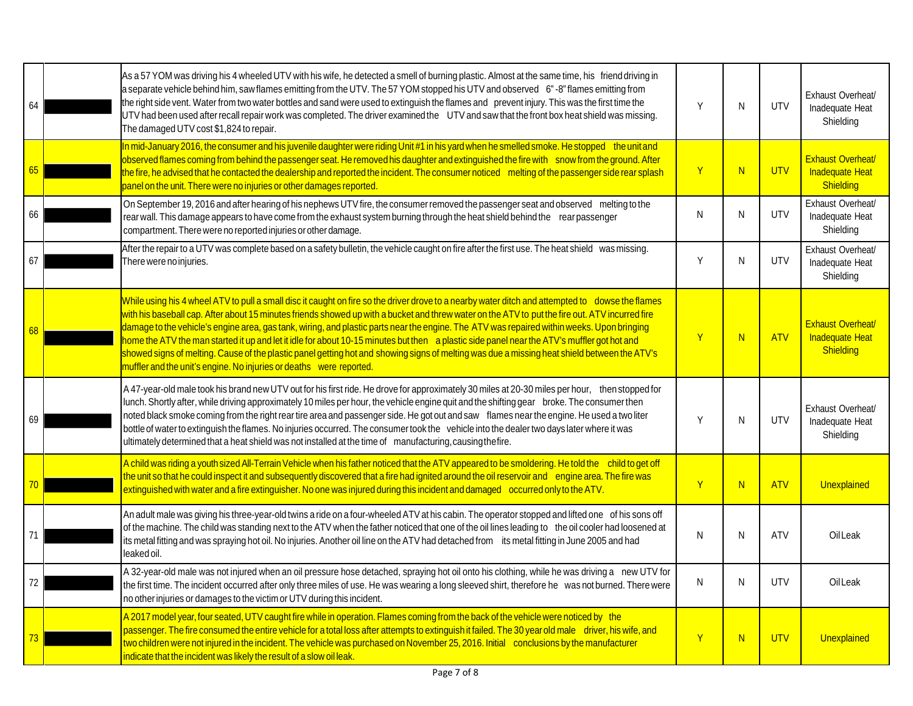| | | | | | | |
|---|---|---|---|---|---|---|
| 64 | █████ | As a 57 YOM was driving his 4 wheeled UTV with his wife, he detected a smell of burning plastic. Almost at the same time, his friend driving in a separate vehicle behind him, saw flames emitting from the UTV. The 57 YOM stopped his UTV and observed 6"-8" flames emitting from the right side vent. Water from two water bottles and sand were used to extinguish the flames and prevent injury. This was the first time the UTV had been used after recall repair work was completed. The driver examined the UTV and saw that the front box heat shield was missing. The damaged UTV cost $1,824 to repair. | Y | N | UTV | Exhaust Overheat/ Inadequate Heat Shielding |
| 65 | █████ | In mid-January 2016, the consumer and his juvenile daughter were riding Unit #1 in his yard when he smelled smoke. He stopped the unit and observed flames coming from behind the passenger seat. He removed his daughter and extinguished the fire with snow from the ground. After the fire, he advised that he contacted the dealership and reported the incident. The consumer noticed melting of the passenger side rear splash panel on the unit. There were no injuries or other damages reported. | Y | N | UTV | Exhaust Overheat/ Inadequate Heat Shielding |
| 66 | █████ | On September 19, 2016 and after hearing of his nephews UTV fire, the consumer removed the passenger seat and observed melting to the rear wall. This damage appears to have come from the exhaust system burning through the heat shield behind the rear passenger compartment. There were no reported injuries or other damage. | N | N | UTV | Exhaust Overheat/ Inadequate Heat Shielding |
| 67 | █████ | After the repair to a UTV was complete based on a safety bulletin, the vehicle caught on fire after the first use. The heat shield was missing. There were no injuries. | Y | N | UTV | Exhaust Overheat/ Inadequate Heat Shielding |
| 68 | █████ | While using his 4 wheel ATV to pull a small disc it caught on fire so the driver drove to a nearby water ditch and attempted to dowse the flames with his baseball cap. After about 15 minutes friends showed up with a bucket and threw water on the ATV to put the fire out. ATV incurred fire damage to the vehicle's engine area, gas tank, wiring, and plastic parts near the engine. The ATV was repaired within weeks. Upon bringing home the ATV the man started it up and let it idle for about 10-15 minutes but then a plastic side panel near the ATV's muffler got hot and showed signs of melting. Cause of the plastic panel getting hot and showing signs of melting was due a missing heat shield between the ATV's muffler and the unit's engine. No injuries or deaths were reported. | Y | N | ATV | Exhaust Overheat/ Inadequate Heat Shielding |
| 69 | █████ | A 47-year-old male took his brand new UTV out for his first ride. He drove for approximately 30 miles at 20-30 miles per hour, then stopped for lunch. Shortly after, while driving approximately 10 miles per hour, the vehicle engine quit and the shifting gear broke. The consumer then noted black smoke coming from the right rear tire area and passenger side. He got out and saw flames near the engine. He used a two liter bottle of water to extinguish the flames. No injuries occurred. The consumer took the vehicle into the dealer two days later where it was ultimately determined that a heat shield was not installed at the time of manufacturing, causing the fire. | Y | N | UTV | Exhaust Overheat/ Inadequate Heat Shielding |
| 70 | █████ | A child was riding a youth sized All-Terrain Vehicle when his father noticed that the ATV appeared to be smoldering. He told the child to get off the unit so that he could inspect it and subsequently discovered that a fire had ignited around the oil reservoir and engine area. The fire was extinguished with water and a fire extinguisher. No one was injured during this incident and damaged occurred only to the ATV. | Y | N | ATV | Unexplained |
| 71 | █████ | An adult male was giving his three-year-old twins a ride on a four-wheeled ATV at his cabin. The operator stopped and lifted one of his sons off of the machine. The child was standing next to the ATV when the father noticed that one of the oil lines leading to the oil cooler had loosened at its metal fitting and was spraying hot oil. No injuries. Another oil line on the ATV had detached from its metal fitting in June 2005 and had leaked oil. | N | N | ATV | Oil Leak |
| 72 | █████ | A 32-year-old male was not injured when an oil pressure hose detached, spraying hot oil onto his clothing, while he was driving a new UTV for the first time. The incident occurred after only three miles of use. He was wearing a long sleeved shirt, therefore he was not burned. There were no other injuries or damages to the victim or UTV during this incident. | N | N | UTV | Oil Leak |
| 73 | █████ | A 2017 model year, four seated, UTV caught fire while in operation. Flames coming from the back of the vehicle were noticed by the passenger. The fire consumed the entire vehicle for a total loss after attempts to extinguish it failed. The 30 year old male driver, his wife, and two children were not injured in the incident. The vehicle was purchased on November 25, 2016. Initial conclusions by the manufacturer indicate that the incident was likely the result of a slow oil leak. | Y | N | UTV | Unexplained |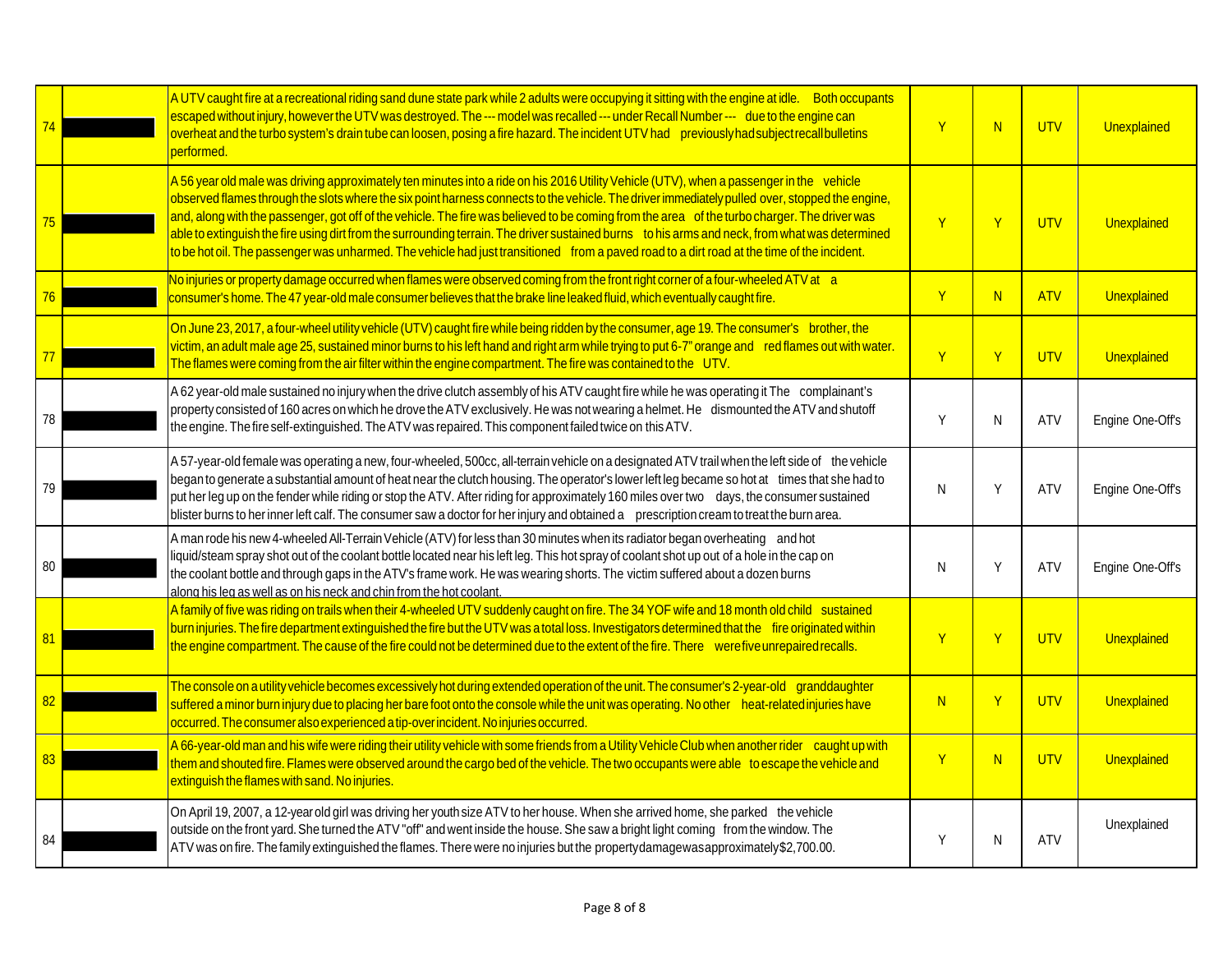| | | | | | | |
|---|---|---|---|---|---|---|
| 74 | | A UTV caught fire at a recreational riding sand dune state park while 2 adults were occupying it sitting with the engine at idle. Both occupants escaped without injury, however the UTV was destroyed. The --- model was recalled --- under Recall Number --- due to the engine can overheat and the turbo system's drain tube can loosen, posing a fire hazard. The incident UTV had previously had subject recall bulletins performed. | Y | N | UTV | Unexplained |
| 75 | | A 56 year old male was driving approximately ten minutes into a ride on his 2016 Utility Vehicle (UTV), when a passenger in the vehicle observed flames through the slots where the six point harness connects to the vehicle. The driver immediately pulled over, stopped the engine, and, along with the passenger, got off of the vehicle. The fire was believed to be coming from the area of the turbo charger. The driver was able to extinguish the fire using dirt from the surrounding terrain. The driver sustained burns to his arms and neck, from what was determined to be hot oil. The passenger was unharmed. The vehicle had just transitioned from a paved road to a dirt road at the time of the incident. | Y | Y | UTV | Unexplained |
| 76 | | No injuries or property damage occurred when flames were observed coming from the front right corner of a four-wheeled ATV at a consumer's home. The 47 year-old male consumer believes that the brake line leaked fluid, which eventually caught fire. | Y | N | ATV | Unexplained |
| 77 | | On June 23, 2017, a four-wheel utility vehicle (UTV) caught fire while being ridden by the consumer, age 19. The consumer's brother, the victim, an adult male age 25, sustained minor burns to his left hand and right arm while trying to put 6-7" orange and red flames out with water. The flames were coming from the air filter within the engine compartment. The fire was contained to the UTV. | Y | Y | UTV | Unexplained |
| 78 | | A 62 year-old male sustained no injury when the drive clutch assembly of his ATV caught fire while he was operating it The complainant's property consisted of 160 acres on which he drove the ATV exclusively. He was not wearing a helmet. He dismounted the ATV and shutoff the engine. The fire self-extinguished. The ATV was repaired. This component failed twice on this ATV. | Y | N | ATV | Engine One-Off's |
| 79 | | A 57-year-old female was operating a new, four-wheeled, 500cc, all-terrain vehicle on a designated ATV trail when the left side of the vehicle began to generate a substantial amount of heat near the clutch housing. The operator's lower left leg became so hot at times that she had to put her leg up on the fender while riding or stop the ATV. After riding for approximately 160 miles over two days, the consumer sustained blister burns to her inner left calf. The consumer saw a doctor for her injury and obtained a prescription cream to treat the burn area. | N | Y | ATV | Engine One-Off's |
| 80 | | A man rode his new 4-wheeled All-Terrain Vehicle (ATV) for less than 30 minutes when its radiator began overheating and hot liquid/steam spray shot out of the coolant bottle located near his left leg. This hot spray of coolant shot up out of a hole in the cap on the coolant bottle and through gaps in the ATV's frame work. He was wearing shorts. The victim suffered about a dozen burns along his leg as well as on his neck and chin from the hot coolant. | N | Y | ATV | Engine One-Off's |
| 81 | | A family of five was riding on trails when their 4-wheeled UTV suddenly caught on fire. The 34 YOF wife and 18 month old child sustained burn injuries. The fire department extinguished the fire but the UTV was a total loss. Investigators determined that the fire originated within the engine compartment. The cause of the fire could not be determined due to the extent of the fire. There were five unrepaired recalls. | Y | Y | UTV | Unexplained |
| 82 | | The console on a utility vehicle becomes excessively hot during extended operation of the unit. The consumer's 2-year-old granddaughter suffered a minor burn injury due to placing her bare foot onto the console while the unit was operating. No other heat-related injuries have occurred. The consumer also experienced a tip-over incident. No injuries occurred. | N | Y | UTV | Unexplained |
| 83 | | A 66-year-old man and his wife were riding their utility vehicle with some friends from a Utility Vehicle Club when another rider caught up with them and shouted fire. Flames were observed around the cargo bed of the vehicle. The two occupants were able to escape the vehicle and extinguish the flames with sand. No injuries. | Y | N | UTV | Unexplained |
| 84 | | On April 19, 2007, a 12-year old girl was driving her youth size ATV to her house. When she arrived home, she parked the vehicle outside on the front yard. She turned the ATV "off" and went inside the house. She saw a bright light coming from the window. The ATV was on fire. The family extinguished the flames. There were no injuries but the property damage was approximately $2,700.00. | Y | N | ATV | Unexplained |